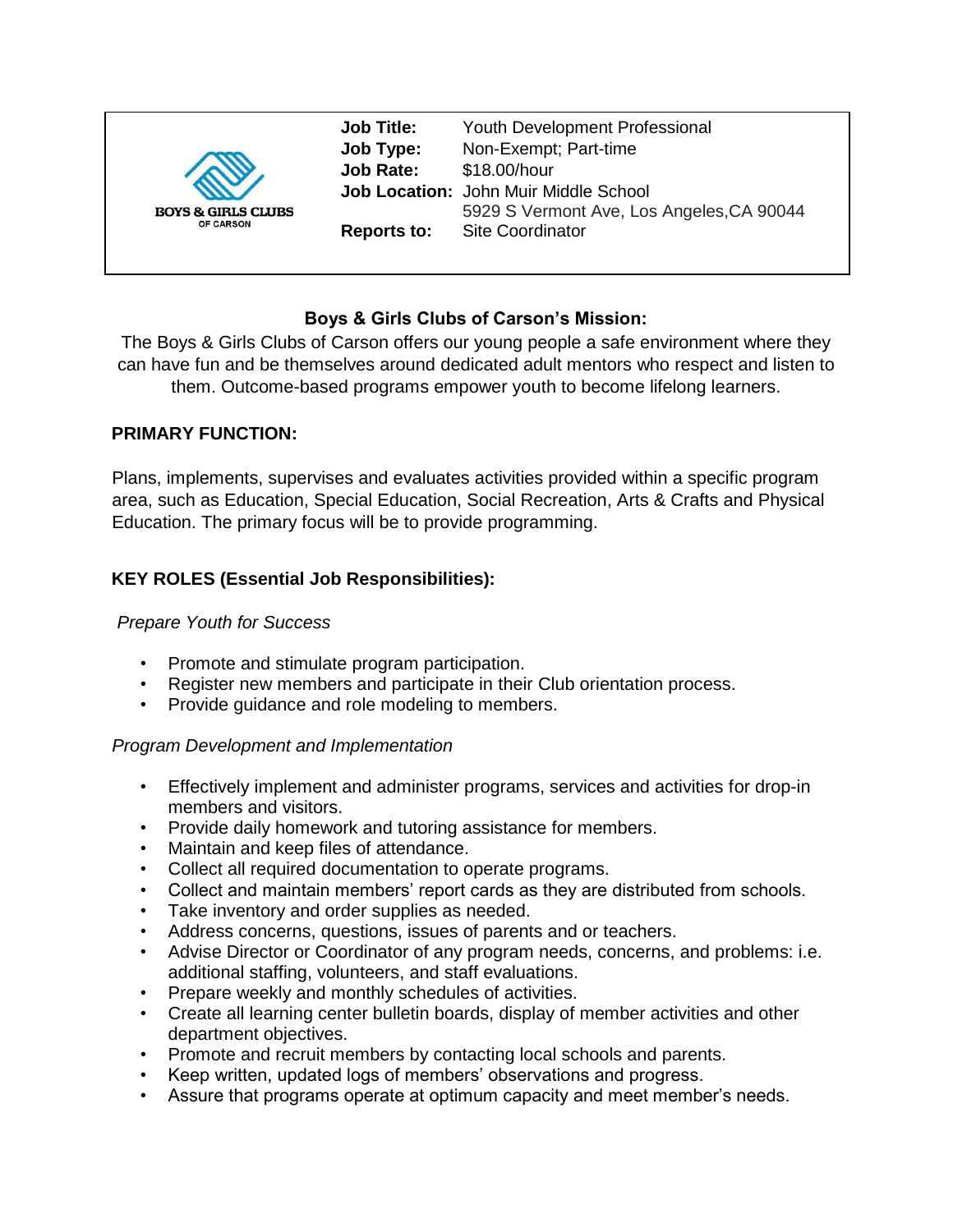BOYS & GIRLS CLUBS OF CARSON

| | |
|---|---|
| **Job Title:** | Youth Development Professional |
| **Job Type:** | Non-Exempt; Part-time |
| **Job Rate:** | $18.00/hour |
| **Job Location:** | John Muir Middle School<br>5929 S Vermont Ave, Los Angeles,CA 90044 |
| **Reports to:** | Site Coordinator |

## Boys & Girls Clubs of Carson's Mission:

The Boys & Girls Clubs of Carson offers our young people a safe environment where they can have fun and be themselves around dedicated adult mentors who respect and listen to them. Outcome-based programs empower youth to become lifelong learners.

## PRIMARY FUNCTION:

Plans, implements, supervises and evaluates activities provided within a specific program area, such as Education, Special Education, Social Recreation, Arts & Crafts and Physical Education. The primary focus will be to provide programming.

## KEY ROLES (Essential Job Responsibilities):

*Prepare Youth for Success*

- Promote and stimulate program participation.
- Register new members and participate in their Club orientation process.
- Provide guidance and role modeling to members.

*Program Development and Implementation*

- Effectively implement and administer programs, services and activities for drop-in members and visitors.
- Provide daily homework and tutoring assistance for members.
- Maintain and keep files of attendance.
- Collect all required documentation to operate programs.
- Collect and maintain members' report cards as they are distributed from schools.
- Take inventory and order supplies as needed.
- Address concerns, questions, issues of parents and or teachers.
- Advise Director or Coordinator of any program needs, concerns, and problems: i.e. additional staffing, volunteers, and staff evaluations.
- Prepare weekly and monthly schedules of activities.
- Create all learning center bulletin boards, display of member activities and other department objectives.
- Promote and recruit members by contacting local schools and parents.
- Keep written, updated logs of members' observations and progress.
- Assure that programs operate at optimum capacity and meet member's needs.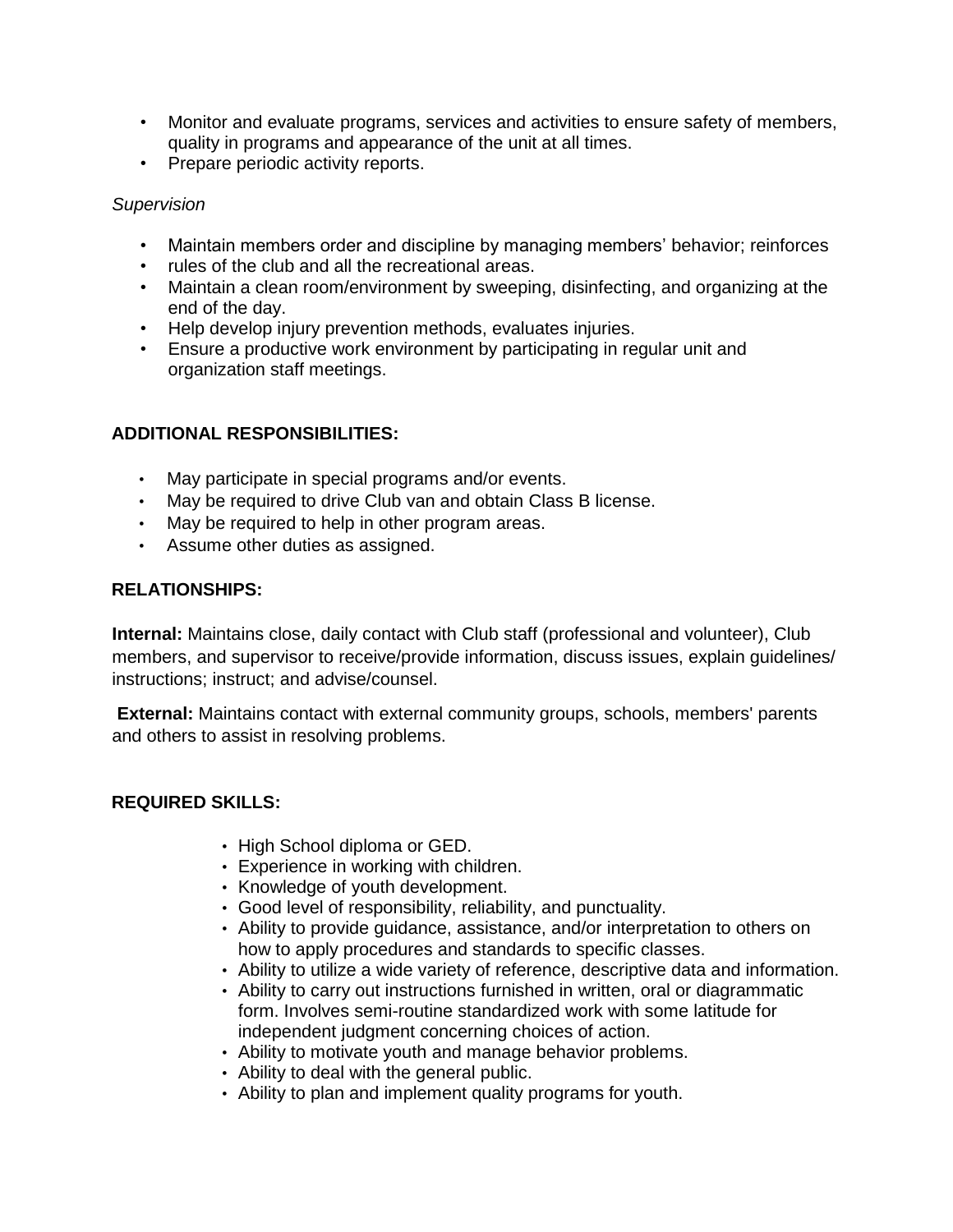- Monitor and evaluate programs, services and activities to ensure safety of members, quality in programs and appearance of the unit at all times.
- Prepare periodic activity reports.

*Supervision*

- Maintain members order and discipline by managing members' behavior; reinforces
- rules of the club and all the recreational areas.
- Maintain a clean room/environment by sweeping, disinfecting, and organizing at the end of the day.
- Help develop injury prevention methods, evaluates injuries.
- Ensure a productive work environment by participating in regular unit and organization staff meetings.

**ADDITIONAL RESPONSIBILITIES:**

- May participate in special programs and/or events.
- May be required to drive Club van and obtain Class B license.
- May be required to help in other program areas.
- Assume other duties as assigned.

**RELATIONSHIPS:**

**Internal:** Maintains close, daily contact with Club staff (professional and volunteer), Club members, and supervisor to receive/provide information, discuss issues, explain guidelines/ instructions; instruct; and advise/counsel.

**External:** Maintains contact with external community groups, schools, members' parents and others to assist in resolving problems.

**REQUIRED SKILLS:**

- High School diploma or GED.
- Experience in working with children.
- Knowledge of youth development.
- Good level of responsibility, reliability, and punctuality.
- Ability to provide guidance, assistance, and/or interpretation to others on how to apply procedures and standards to specific classes.
- Ability to utilize a wide variety of reference, descriptive data and information.
- Ability to carry out instructions furnished in written, oral or diagrammatic form. Involves semi-routine standardized work with some latitude for independent judgment concerning choices of action.
- Ability to motivate youth and manage behavior problems.
- Ability to deal with the general public.
- Ability to plan and implement quality programs for youth.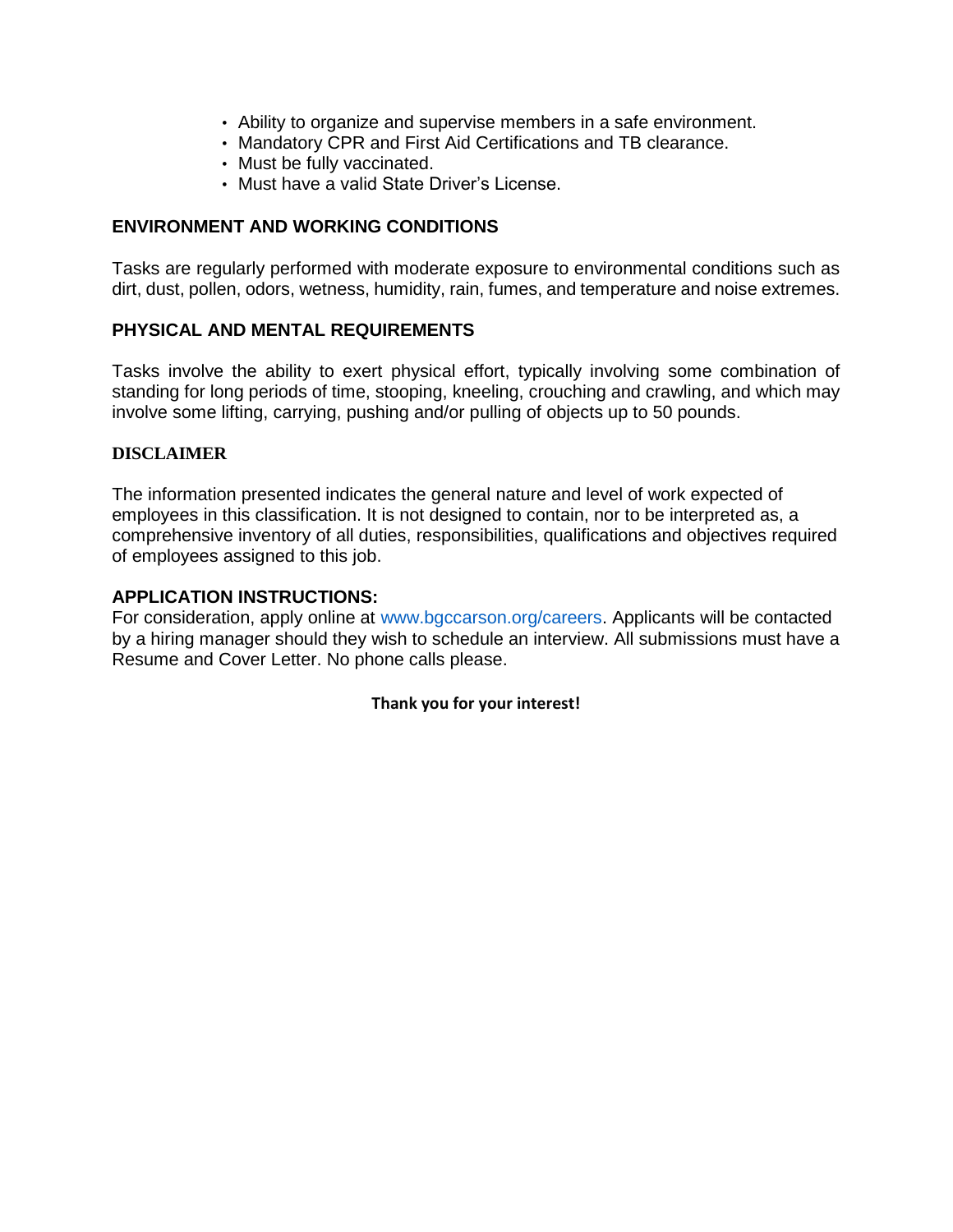- Ability to organize and supervise members in a safe environment.
- Mandatory CPR and First Aid Certifications and TB clearance.
- Must be fully vaccinated.
- Must have a valid State Driver's License.

## ENVIRONMENT AND WORKING CONDITIONS

Tasks are regularly performed with moderate exposure to environmental conditions such as dirt, dust, pollen, odors, wetness, humidity, rain, fumes, and temperature and noise extremes.

## PHYSICAL AND MENTAL REQUIREMENTS

Tasks involve the ability to exert physical effort, typically involving some combination of standing for long periods of time, stooping, kneeling, crouching and crawling, and which may involve some lifting, carrying, pushing and/or pulling of objects up to 50 pounds.

## DISCLAIMER

The information presented indicates the general nature and level of work expected of employees in this classification. It is not designed to contain, nor to be interpreted as, a comprehensive inventory of all duties, responsibilities, qualifications and objectives required of employees assigned to this job.

## APPLICATION INSTRUCTIONS:

For consideration, apply online at www.bgccarson.org/careers. Applicants will be contacted by a hiring manager should they wish to schedule an interview. All submissions must have a Resume and Cover Letter. No phone calls please.

**Thank you for your interest!**